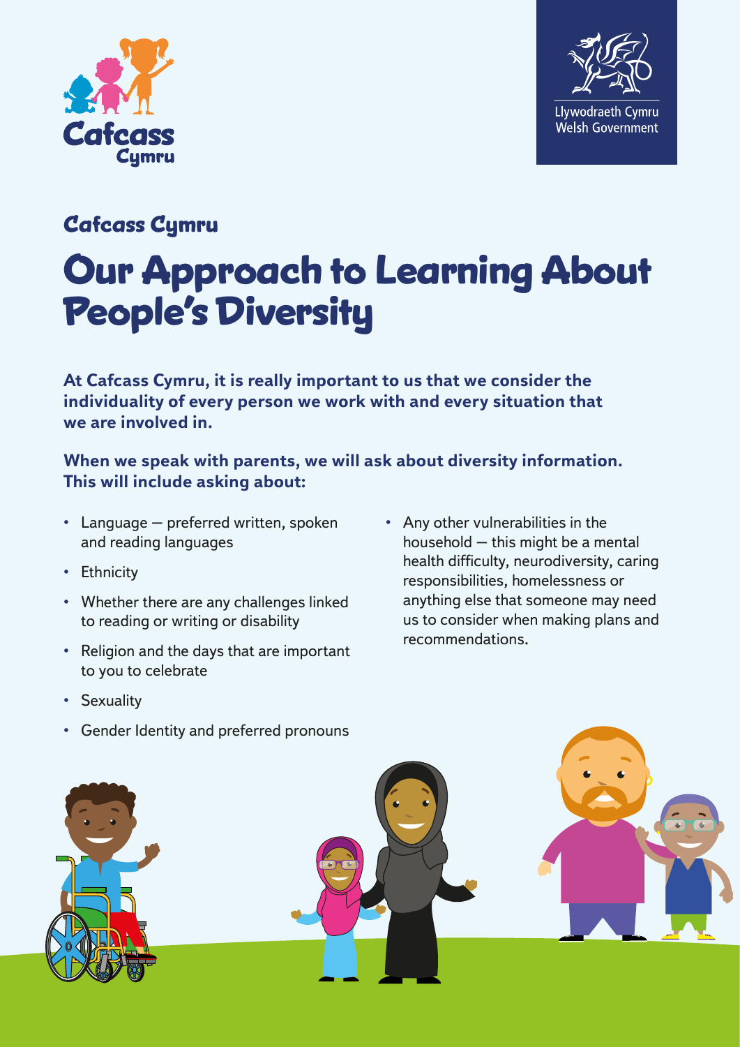Cafcass Cymru

Llywodraeth Cymru
Welsh Government

## Cafcass Cymru

# Our Approach to Learning About People's Diversity

**At Cafcass Cymru, it is really important to us that we consider the individuality of every person we work with and every situation that we are involved in.**

**When we speak with parents, we will ask about diversity information. This will include asking about:**

- Language – preferred written, spoken and reading languages
- Ethnicity
- Whether there are any challenges linked to reading or writing or disability
- Religion and the days that are important to you to celebrate
- Sexuality
- Gender Identity and preferred pronouns
- Any other vulnerabilities in the household – this might be a mental health difficulty, neurodiversity, caring responsibilities, homelessness or anything else that someone may need us to consider when making plans and recommendations.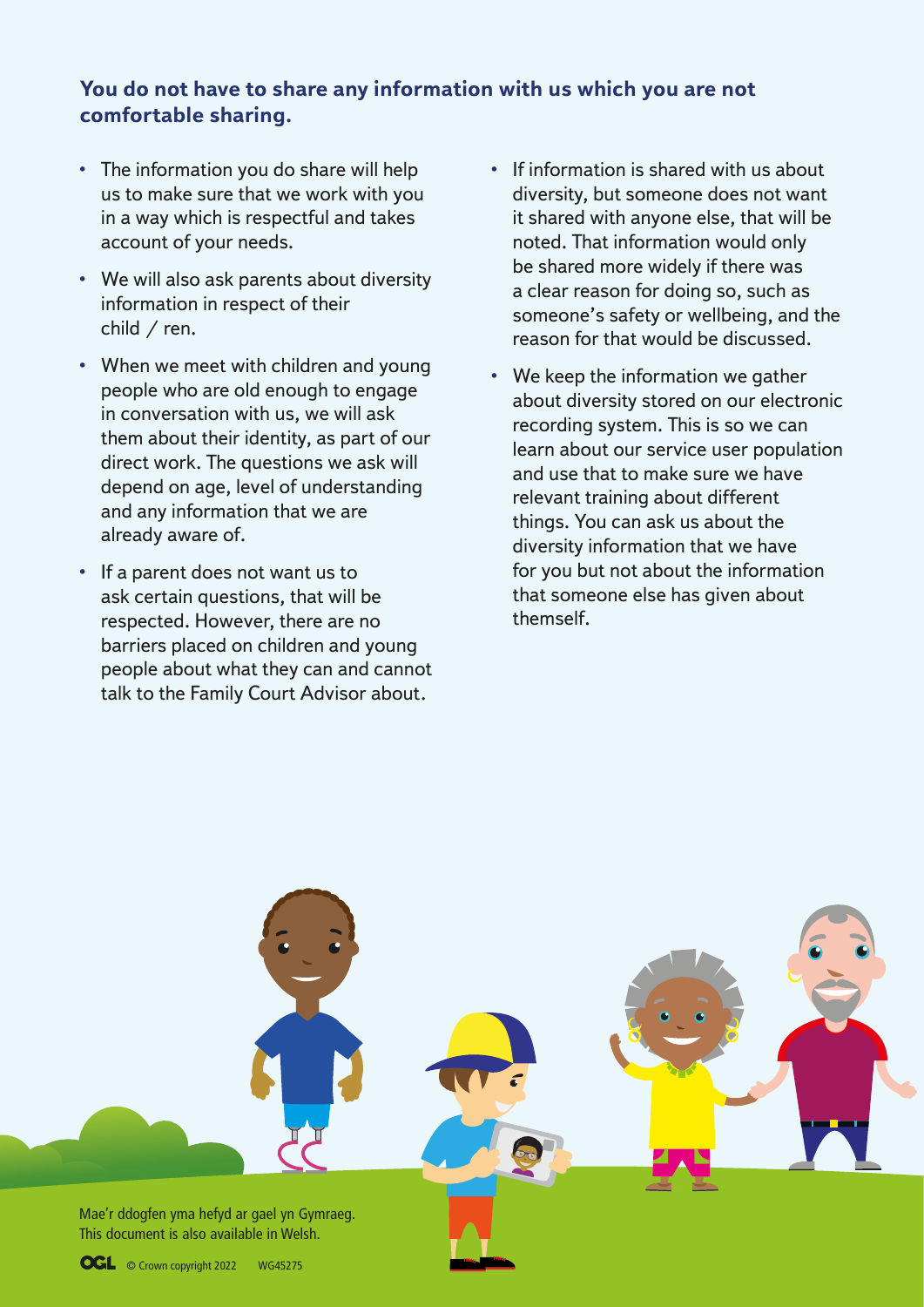**You do not have to share any information with us which you are not comfortable sharing.**

- The information you do share will help us to make sure that we work with you in a way which is respectful and takes account of your needs.
- We will also ask parents about diversity information in respect of their child / ren.
- When we meet with children and young people who are old enough to engage in conversation with us, we will ask them about their identity, as part of our direct work. The questions we ask will depend on age, level of understanding and any information that we are already aware of.
- If a parent does not want us to ask certain questions, that will be respected. However, there are no barriers placed on children and young people about what they can and cannot talk to the Family Court Advisor about.
- If information is shared with us about diversity, but someone does not want it shared with anyone else, that will be noted. That information would only be shared more widely if there was a clear reason for doing so, such as someone's safety or wellbeing, and the reason for that would be discussed.
- We keep the information we gather about diversity stored on our electronic recording system. This is so we can learn about our service user population and use that to make sure we have relevant training about different things. You can ask us about the diversity information that we have for you but not about the information that someone else has given about themself.

Mae'r ddogfen yma hefyd ar gael yn Gymraeg.
This document is also available in Welsh.

© Crown copyright 2022 WG45275